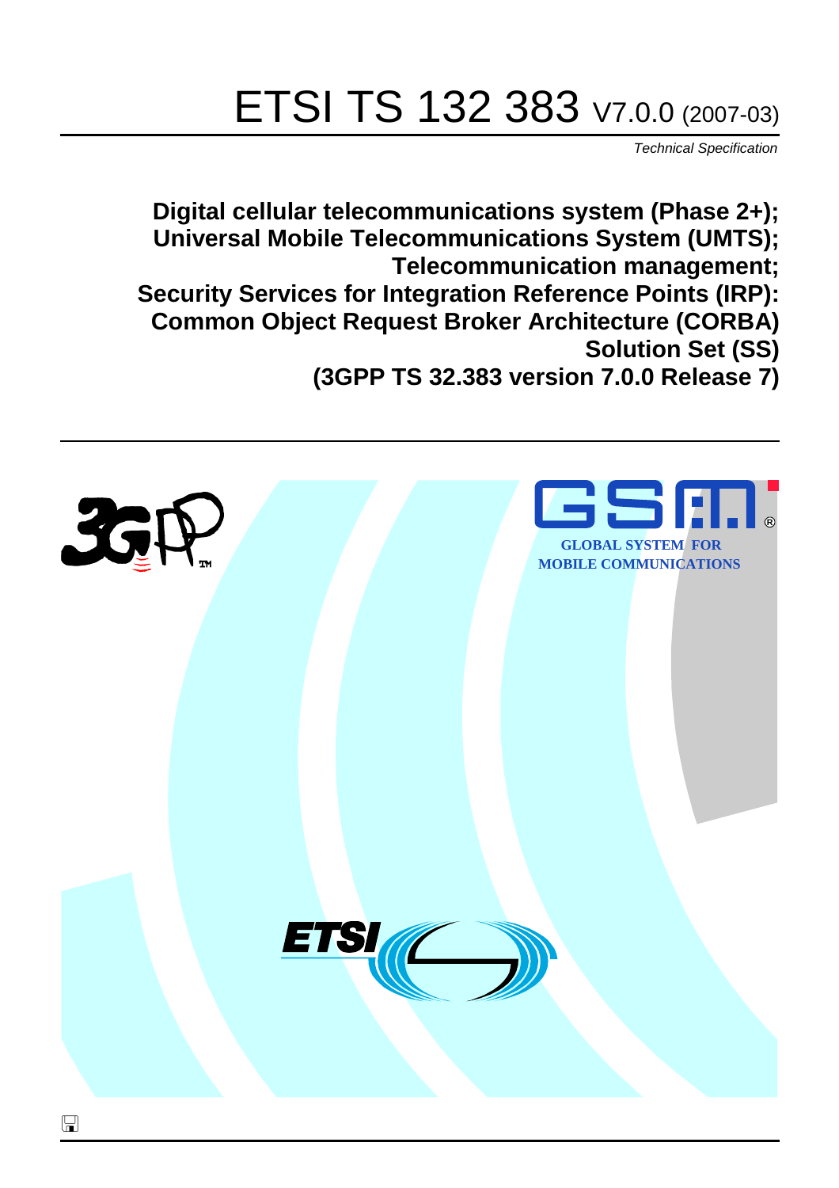# ETSI TS 132 383 V7.0.0 (2007-03)

*Technical Specification*

**Digital cellular telecommunications system (Phase 2+);
Universal Mobile Telecommunications System (UMTS);
Telecommunication management;
Security Services for Integration Reference Points (IRP):
Common Object Request Broker Architecture (CORBA)
Solution Set (SS)
(3GPP TS 32.383 version 7.0.0 Release 7)**

GLOBAL SYSTEM FOR
MOBILE COMMUNICATIONS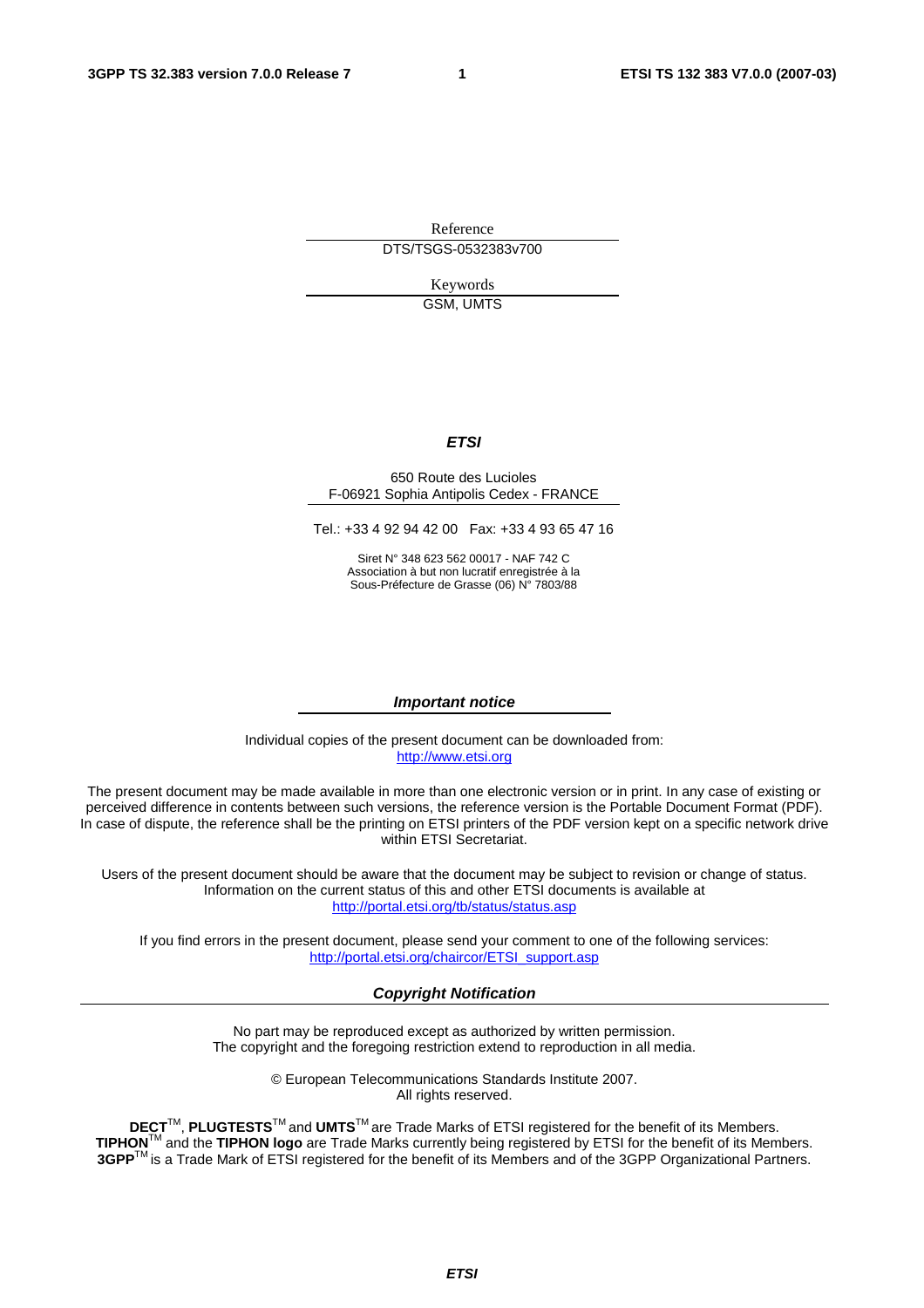Reference

DTS/TSGS-0532383v700

Keywords

GSM, UMTS

***ETSI***

650 Route des Lucioles
F-06921 Sophia Antipolis Cedex - FRANCE

Tel.: +33 4 92 94 42 00   Fax: +33 4 93 65 47 16

Siret N° 348 623 562 00017 - NAF 742 C
Association à but non lucratif enregistrée à la
Sous-Préfecture de Grasse (06) N° 7803/88

***Important notice***

Individual copies of the present document can be downloaded from:
http://www.etsi.org

The present document may be made available in more than one electronic version or in print. In any case of existing or perceived difference in contents between such versions, the reference version is the Portable Document Format (PDF). In case of dispute, the reference shall be the printing on ETSI printers of the PDF version kept on a specific network drive within ETSI Secretariat.

Users of the present document should be aware that the document may be subject to revision or change of status. Information on the current status of this and other ETSI documents is available at
http://portal.etsi.org/tb/status/status.asp

If you find errors in the present document, please send your comment to one of the following services:
http://portal.etsi.org/chaircor/ETSI_support.asp

***Copyright Notification***

No part may be reproduced except as authorized by written permission.
The copyright and the foregoing restriction extend to reproduction in all media.

© European Telecommunications Standards Institute 2007.
All rights reserved.

**DECT**™, **PLUGTESTS**™ and **UMTS**™ are Trade Marks of ETSI registered for the benefit of its Members.
**TIPHON**™ and the **TIPHON logo** are Trade Marks currently being registered by ETSI for the benefit of its Members.
**3GPP**™ is a Trade Mark of ETSI registered for the benefit of its Members and of the 3GPP Organizational Partners.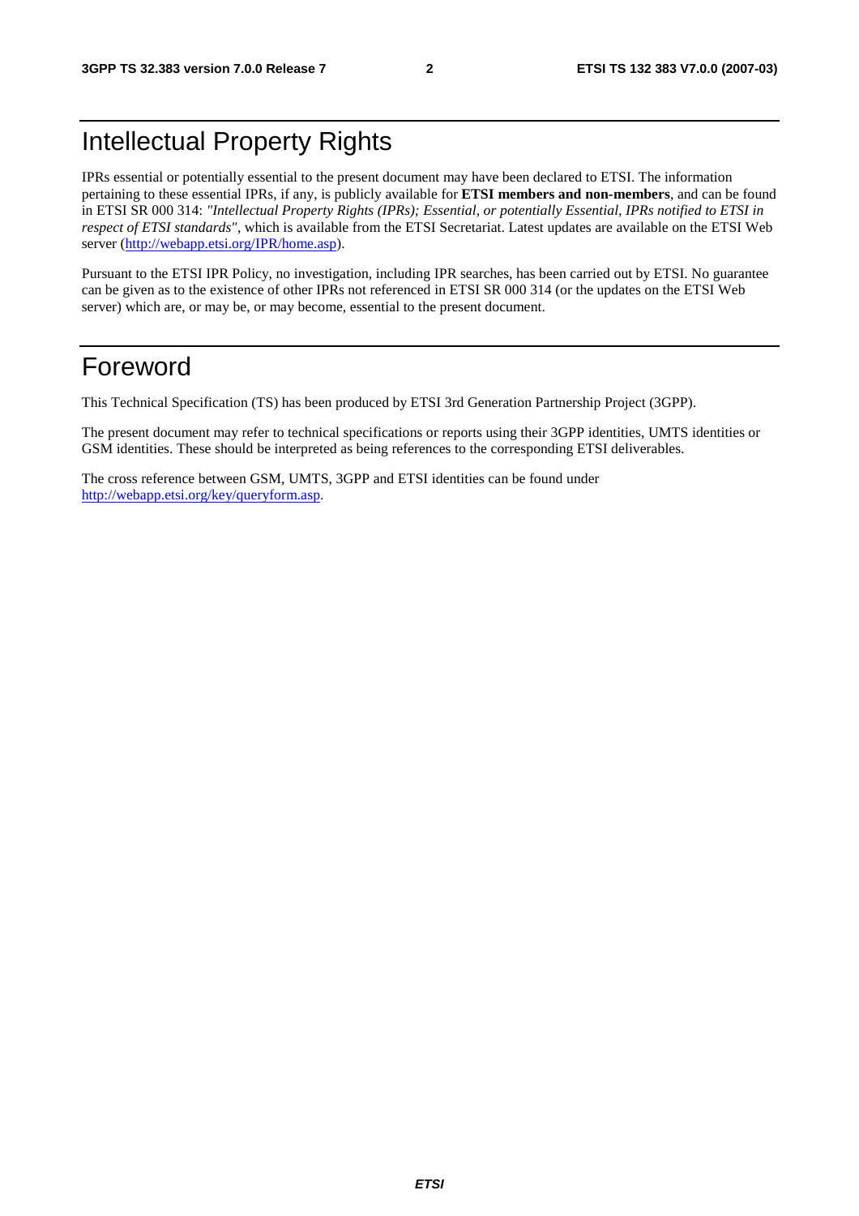# Intellectual Property Rights

IPRs essential or potentially essential to the present document may have been declared to ETSI. The information pertaining to these essential IPRs, if any, is publicly available for **ETSI members and non-members**, and can be found in ETSI SR 000 314: *"Intellectual Property Rights (IPRs); Essential, or potentially Essential, IPRs notified to ETSI in respect of ETSI standards"*, which is available from the ETSI Secretariat. Latest updates are available on the ETSI Web server (http://webapp.etsi.org/IPR/home.asp).

Pursuant to the ETSI IPR Policy, no investigation, including IPR searches, has been carried out by ETSI. No guarantee can be given as to the existence of other IPRs not referenced in ETSI SR 000 314 (or the updates on the ETSI Web server) which are, or may be, or may become, essential to the present document.

# Foreword

This Technical Specification (TS) has been produced by ETSI 3rd Generation Partnership Project (3GPP).

The present document may refer to technical specifications or reports using their 3GPP identities, UMTS identities or GSM identities. These should be interpreted as being references to the corresponding ETSI deliverables.

The cross reference between GSM, UMTS, 3GPP and ETSI identities can be found under http://webapp.etsi.org/key/queryform.asp.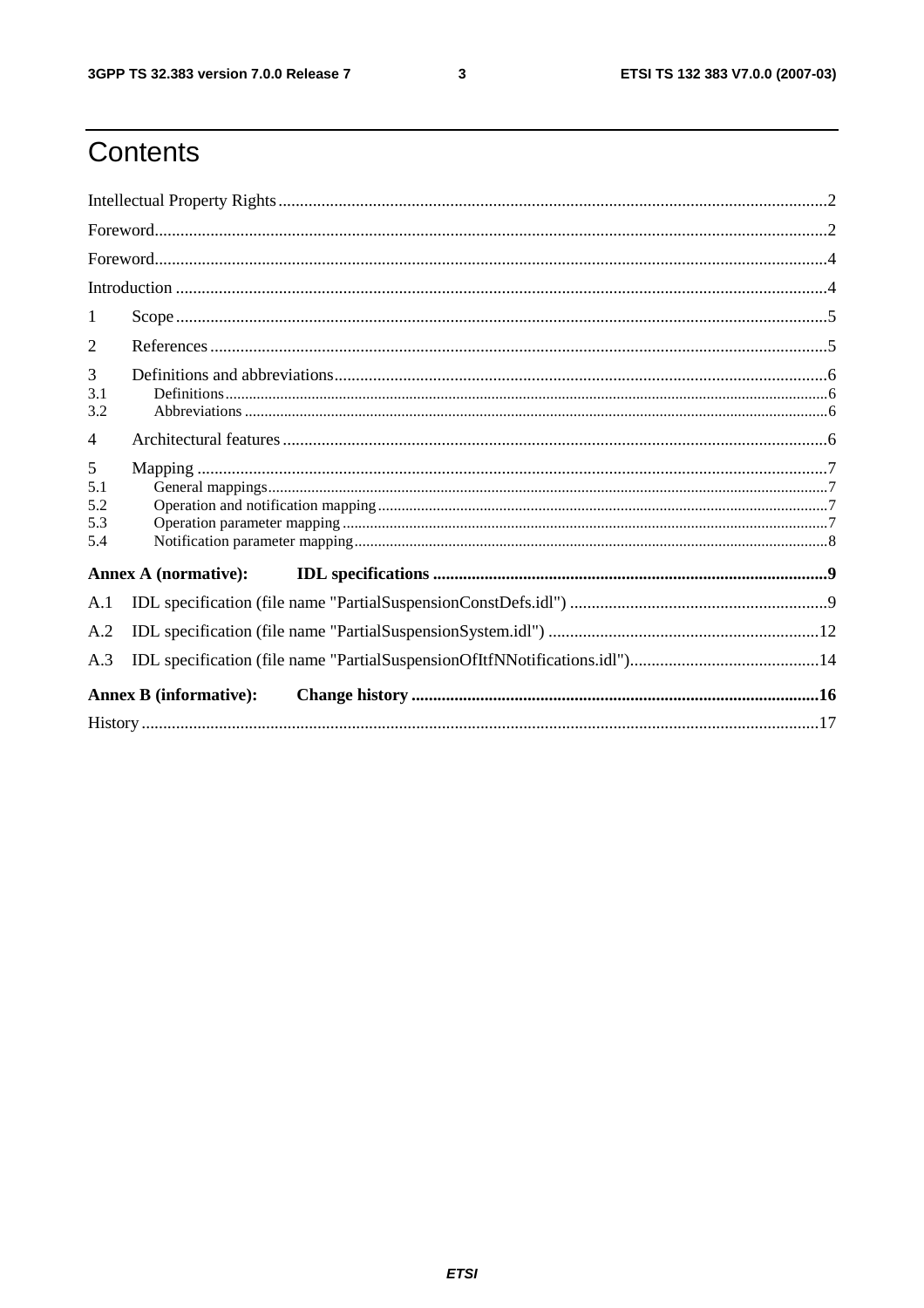# Contents

Intellectual Property Rights ........................................................................................................................................ 2

Foreword ..................................................................................................................................................................... 2

Foreword ..................................................................................................................................................................... 4

Introduction ................................................................................................................................................................ 4

1 Scope ....................................................................................................................................................................... 5

2 References ............................................................................................................................................................... 5

3 Definitions and abbreviations .................................................................................................................................. 6

3.1 Definitions ............................................................................................................................................................ 6

3.2 Abbreviations ....................................................................................................................................................... 6

4 Architectural features ............................................................................................................................................... 6

5 Mapping ................................................................................................................................................................... 7

5.1 General mappings ................................................................................................................................................. 7

5.2 Operation and notification mapping ..................................................................................................................... 7

5.3 Operation parameter mapping .............................................................................................................................. 7

5.4 Notification parameter mapping ........................................................................................................................... 8

**Annex A (normative): IDL specifications** ............................................................................................................. **9**

A.1 IDL specification (file name "PartialSuspensionConstDefs.idl") ............................................................................ 9

A.2 IDL specification (file name "PartialSuspensionSystem.idl") ............................................................................... 12

A.3 IDL specification (file name "PartialSuspensionOfItfNNotifications.idl") ............................................................ 14

**Annex B (informative): Change history** ............................................................................................................... **16**

History ....................................................................................................................................................................... 17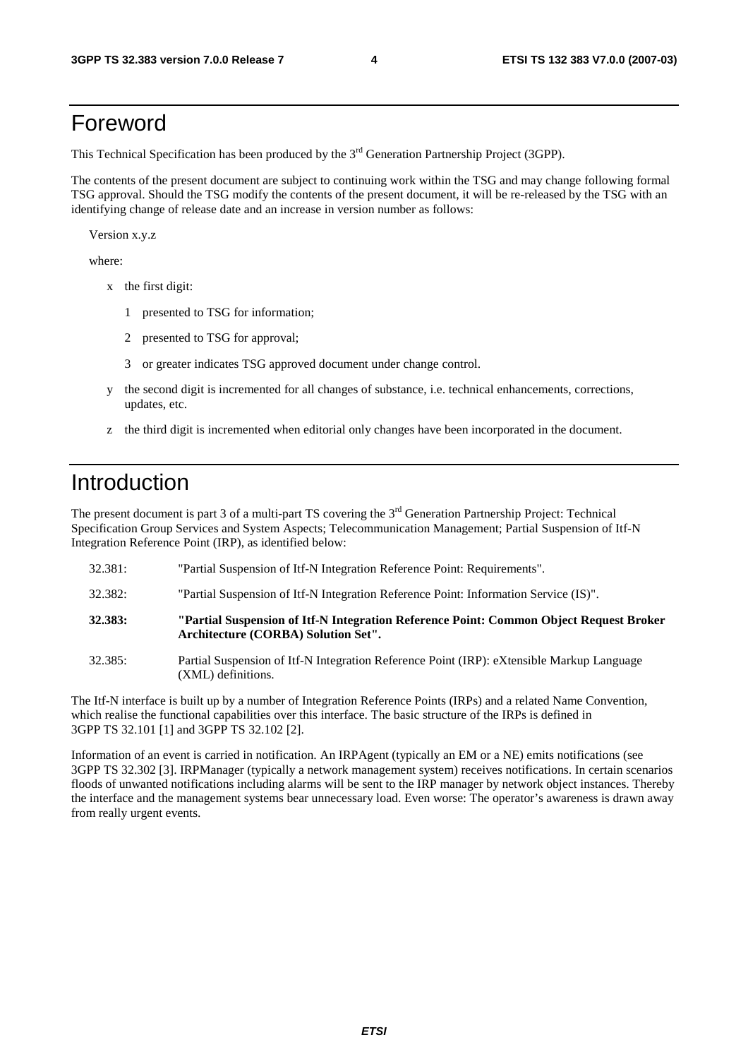# Foreword

This Technical Specification has been produced by the 3rd Generation Partnership Project (3GPP).

The contents of the present document are subject to continuing work within the TSG and may change following formal TSG approval. Should the TSG modify the contents of the present document, it will be re-released by the TSG with an identifying change of release date and an increase in version number as follows:

Version x.y.z

where:

- x the first digit:
  - 1 presented to TSG for information;
  - 2 presented to TSG for approval;
  - 3 or greater indicates TSG approved document under change control.
- y the second digit is incremented for all changes of substance, i.e. technical enhancements, corrections, updates, etc.
- z the third digit is incremented when editorial only changes have been incorporated in the document.

# Introduction

The present document is part 3 of a multi-part TS covering the 3rd Generation Partnership Project: Technical Specification Group Services and System Aspects; Telecommunication Management; Partial Suspension of Itf-N Integration Reference Point (IRP), as identified below:

| | |
|---|---|
| 32.381: | "Partial Suspension of Itf-N Integration Reference Point: Requirements". |
| 32.382: | "Partial Suspension of Itf-N Integration Reference Point: Information Service (IS)". |
| **32.383:** | **"Partial Suspension of Itf-N Integration Reference Point: Common Object Request Broker Architecture (CORBA) Solution Set".** |
| 32.385: | Partial Suspension of Itf-N Integration Reference Point (IRP): eXtensible Markup Language (XML) definitions. |

The Itf-N interface is built up by a number of Integration Reference Points (IRPs) and a related Name Convention, which realise the functional capabilities over this interface. The basic structure of the IRPs is defined in 3GPP TS 32.101 [1] and 3GPP TS 32.102 [2].

Information of an event is carried in notification. An IRPAgent (typically an EM or a NE) emits notifications (see 3GPP TS 32.302 [3]. IRPManager (typically a network management system) receives notifications. In certain scenarios floods of unwanted notifications including alarms will be sent to the IRP manager by network object instances. Thereby the interface and the management systems bear unnecessary load. Even worse: The operator's awareness is drawn away from really urgent events.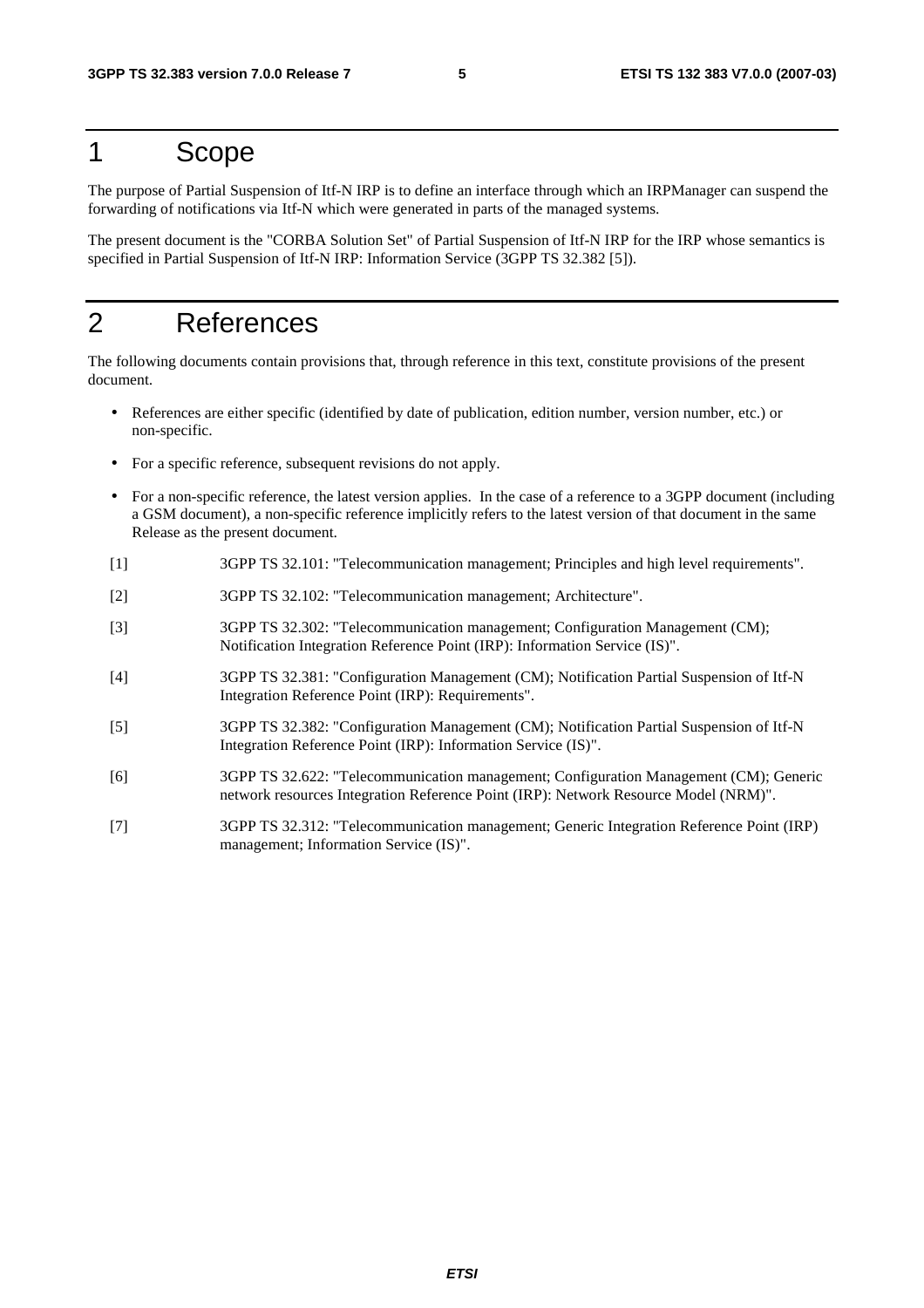# 1 Scope

The purpose of Partial Suspension of Itf-N IRP is to define an interface through which an IRPManager can suspend the forwarding of notifications via Itf-N which were generated in parts of the managed systems.

The present document is the "CORBA Solution Set" of Partial Suspension of Itf-N IRP for the IRP whose semantics is specified in Partial Suspension of Itf-N IRP: Information Service (3GPP TS 32.382 [5]).

# 2 References

The following documents contain provisions that, through reference in this text, constitute provisions of the present document.

- References are either specific (identified by date of publication, edition number, version number, etc.) or non-specific.
- For a specific reference, subsequent revisions do not apply.
- For a non-specific reference, the latest version applies. In the case of a reference to a 3GPP document (including a GSM document), a non-specific reference implicitly refers to the latest version of that document in the same Release as the present document.

[1] 3GPP TS 32.101: "Telecommunication management; Principles and high level requirements".

[2] 3GPP TS 32.102: "Telecommunication management; Architecture".

[3] 3GPP TS 32.302: "Telecommunication management; Configuration Management (CM); Notification Integration Reference Point (IRP): Information Service (IS)".

[4] 3GPP TS 32.381: "Configuration Management (CM); Notification Partial Suspension of Itf-N Integration Reference Point (IRP): Requirements".

[5] 3GPP TS 32.382: "Configuration Management (CM); Notification Partial Suspension of Itf-N Integration Reference Point (IRP): Information Service (IS)".

[6] 3GPP TS 32.622: "Telecommunication management; Configuration Management (CM); Generic network resources Integration Reference Point (IRP): Network Resource Model (NRM)".

[7] 3GPP TS 32.312: "Telecommunication management; Generic Integration Reference Point (IRP) management; Information Service (IS)".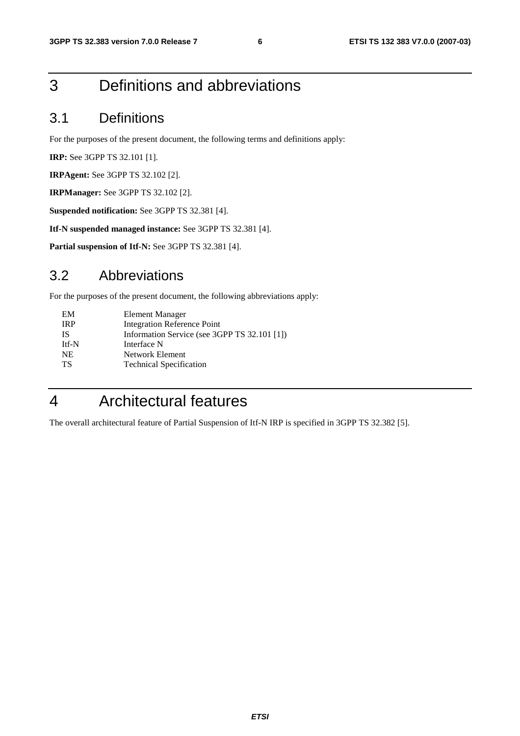# 3 Definitions and abbreviations

## 3.1 Definitions

For the purposes of the present document, the following terms and definitions apply:

**IRP:** See 3GPP TS 32.101 [1].

**IRPAgent:** See 3GPP TS 32.102 [2].

**IRPManager:** See 3GPP TS 32.102 [2].

**Suspended notification:** See 3GPP TS 32.381 [4].

**Itf-N suspended managed instance:** See 3GPP TS 32.381 [4].

**Partial suspension of Itf-N:** See 3GPP TS 32.381 [4].

## 3.2 Abbreviations

For the purposes of the present document, the following abbreviations apply:

| | |
|---|---|
| EM | Element Manager |
| IRP | Integration Reference Point |
| IS | Information Service (see 3GPP TS 32.101 [1]) |
| Itf-N | Interface N |
| NE | Network Element |
| TS | Technical Specification |

# 4 Architectural features

The overall architectural feature of Partial Suspension of Itf-N IRP is specified in 3GPP TS 32.382 [5].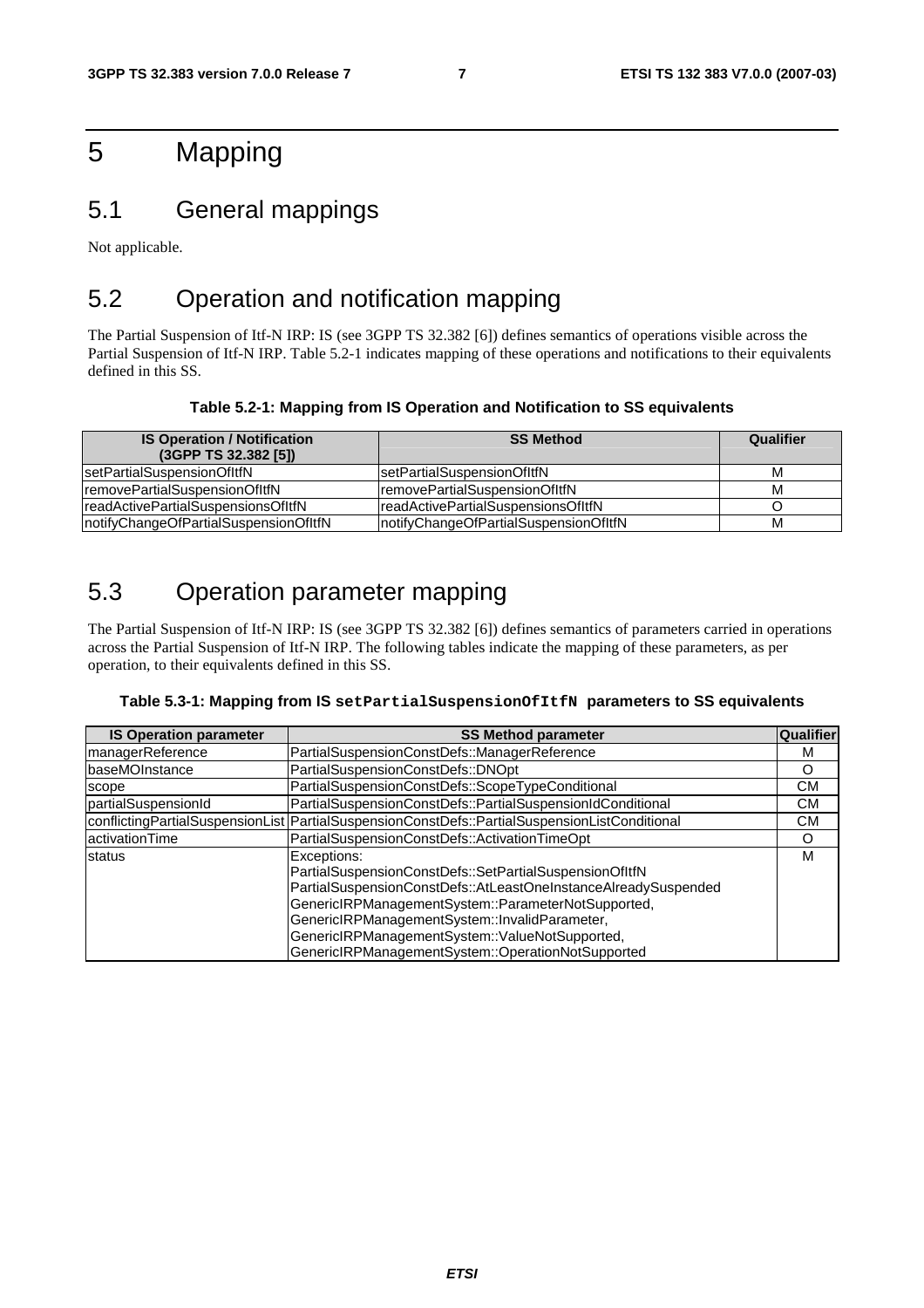# 5 Mapping

## 5.1 General mappings

Not applicable.

## 5.2 Operation and notification mapping

The Partial Suspension of Itf-N IRP: IS (see 3GPP TS 32.382 [6]) defines semantics of operations visible across the Partial Suspension of Itf-N IRP. Table 5.2-1 indicates mapping of these operations and notifications to their equivalents defined in this SS.

**Table 5.2-1: Mapping from IS Operation and Notification to SS equivalents**

| IS Operation / Notification (3GPP TS 32.382 [5]) | SS Method | Qualifier |
|---|---|---|
| setPartialSuspensionOfItfN | setPartialSuspensionOfItfN | M |
| removePartialSuspensionOfItfN | removePartialSuspensionOfItfN | M |
| readActivePartialSuspensionsOfItfN | readActivePartialSuspensionsOfItfN | O |
| notifyChangeOfPartialSuspensionOfItfN | notifyChangeOfPartialSuspensionOfItfN | M |

## 5.3 Operation parameter mapping

The Partial Suspension of Itf-N IRP: IS (see 3GPP TS 32.382 [6]) defines semantics of parameters carried in operations across the Partial Suspension of Itf-N IRP. The following tables indicate the mapping of these parameters, as per operation, to their equivalents defined in this SS.

**Table 5.3-1: Mapping from IS `setPartialSuspensionOfItfN` parameters to SS equivalents**

| IS Operation parameter | SS Method parameter | Qualifier |
|---|---|---|
| managerReference | PartialSuspensionConstDefs::ManagerReference | M |
| baseMOInstance | PartialSuspensionConstDefs::DNOpt | O |
| scope | PartialSuspensionConstDefs::ScopeTypeConditional | CM |
| partialSuspensionId | PartialSuspensionConstDefs::PartialSuspensionIdConditional | CM |
| conflictingPartialSuspensionList | PartialSuspensionConstDefs::PartialSuspensionListConditional | CM |
| activationTime | PartialSuspensionConstDefs::ActivationTimeOpt | O |
| status | Exceptions:<br>PartialSuspensionConstDefs::SetPartialSuspensionOfItfN<br>PartialSuspensionConstDefs::AtLeastOneInstanceAlreadySuspended<br>GenericIRPManagementSystem::ParameterNotSupported,<br>GenericIRPManagementSystem::InvalidParameter,<br>GenericIRPManagementSystem::ValueNotSupported,<br>GenericIRPManagementSystem::OperationNotSupported | M |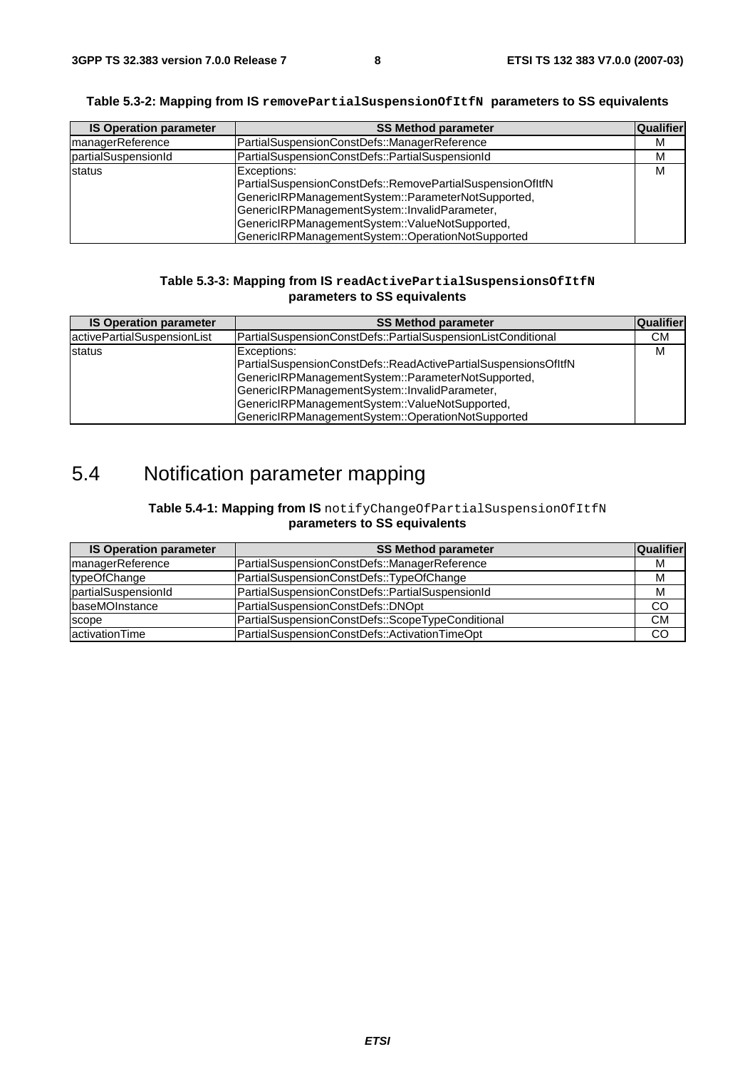**Table 5.3-2: Mapping from IS `removePartialSuspensionOfItfN` parameters to SS equivalents**

| IS Operation parameter | SS Method parameter | Qualifier |
|---|---|---|
| managerReference | PartialSuspensionConstDefs::ManagerReference | M |
| partialSuspensionId | PartialSuspensionConstDefs::PartialSuspensionId | M |
| status | Exceptions:<br>PartialSuspensionConstDefs::RemovePartialSuspensionOfItfN<br>GenericIRPManagementSystem::ParameterNotSupported,<br>GenericIRPManagementSystem::InvalidParameter,<br>GenericIRPManagementSystem::ValueNotSupported,<br>GenericIRPManagementSystem::OperationNotSupported | M |

**Table 5.3-3: Mapping from IS `readActivePartialSuspensionsOfItfN` parameters to SS equivalents**

| IS Operation parameter | SS Method parameter | Qualifier |
|---|---|---|
| activePartialSuspensionList | PartialSuspensionConstDefs::PartialSuspensionListConditional | CM |
| status | Exceptions:<br>PartialSuspensionConstDefs::ReadActivePartialSuspensionsOfItfN<br>GenericIRPManagementSystem::ParameterNotSupported,<br>GenericIRPManagementSystem::InvalidParameter,<br>GenericIRPManagementSystem::ValueNotSupported,<br>GenericIRPManagementSystem::OperationNotSupported | M |

# 5.4 Notification parameter mapping

**Table 5.4-1: Mapping from IS** `notifyChangeOfPartialSuspensionOfItfN` **parameters to SS equivalents**

| IS Operation parameter | SS Method parameter | Qualifier |
|---|---|---|
| managerReference | PartialSuspensionConstDefs::ManagerReference | M |
| typeOfChange | PartialSuspensionConstDefs::TypeOfChange | M |
| partialSuspensionId | PartialSuspensionConstDefs::PartialSuspensionId | M |
| baseMOInstance | PartialSuspensionConstDefs::DNOpt | CO |
| scope | PartialSuspensionConstDefs::ScopeTypeConditional | CM |
| activationTime | PartialSuspensionConstDefs::ActivationTimeOpt | CO |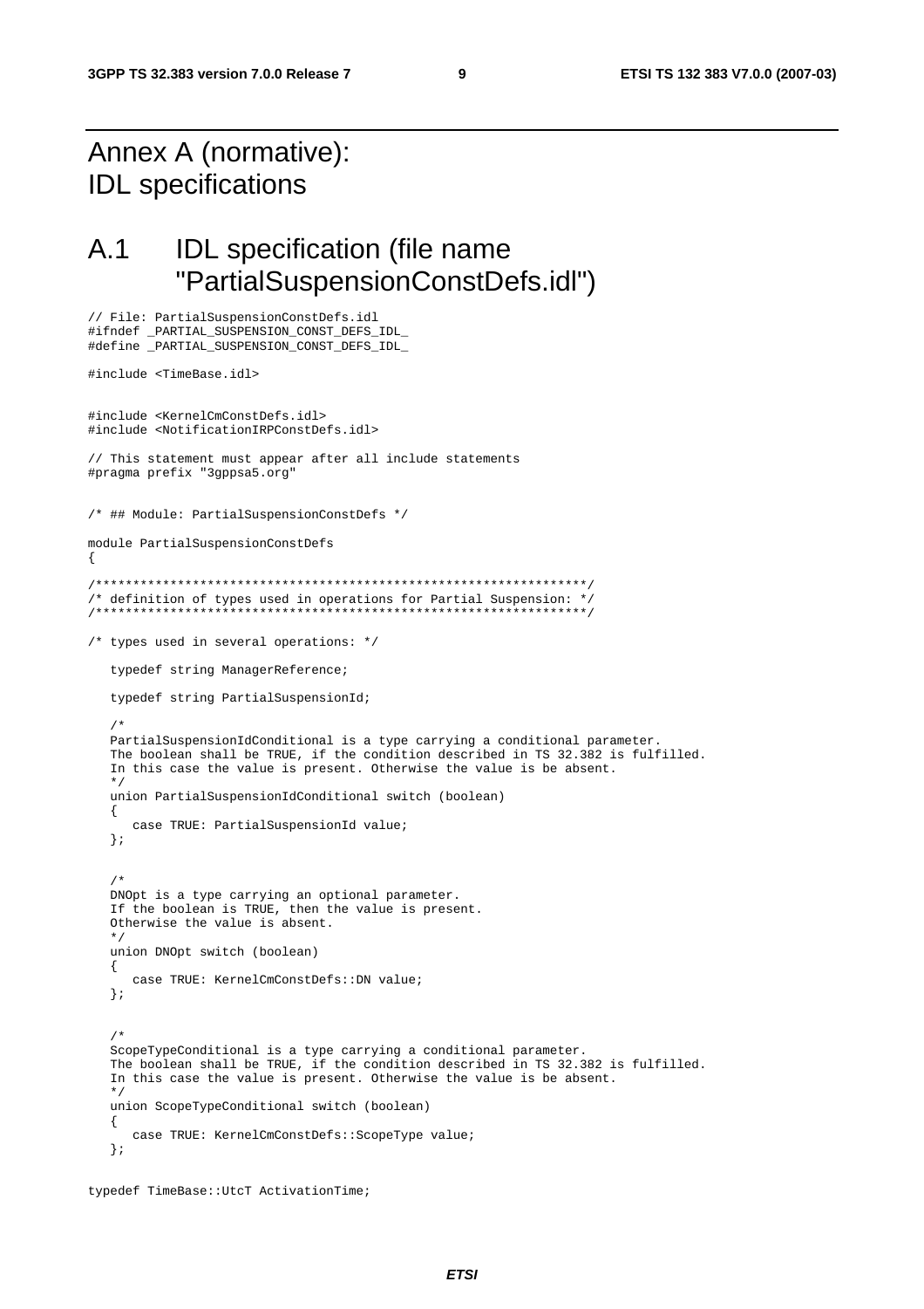# Annex A (normative): IDL specifications

# A.1 IDL specification (file name "PartialSuspensionConstDefs.idl")

```
// File: PartialSuspensionConstDefs.idl
#ifndef _PARTIAL_SUSPENSION_CONST_DEFS_IDL_
#define _PARTIAL_SUSPENSION_CONST_DEFS_IDL_

#include <TimeBase.idl>


#include <KernelCmConstDefs.idl>
#include <NotificationIRPConstDefs.idl>

// This statement must appear after all include statements
#pragma prefix "3gppsa5.org"


/* ## Module: PartialSuspensionConstDefs */

module PartialSuspensionConstDefs
{

/******************************************************************/
/* definition of types used in operations for Partial Suspension: */
/******************************************************************/

/* types used in several operations: */

   typedef string ManagerReference;

   typedef string PartialSuspensionId;

   /*
   PartialSuspensionIdConditional is a type carrying a conditional parameter.
   The boolean shall be TRUE, if the condition described in TS 32.382 is fulfilled.
   In this case the value is present. Otherwise the value is be absent.
   */
   union PartialSuspensionIdConditional switch (boolean)
   {
      case TRUE: PartialSuspensionId value;
   };


   /*
   DNOpt is a type carrying an optional parameter.
   If the boolean is TRUE, then the value is present.
   Otherwise the value is absent.
   */
   union DNOpt switch (boolean)
   {
      case TRUE: KernelCmConstDefs::DN value;
   };


   /*
   ScopeTypeConditional is a type carrying a conditional parameter.
   The boolean shall be TRUE, if the condition described in TS 32.382 is fulfilled.
   In this case the value is present. Otherwise the value is be absent.
   */
   union ScopeTypeConditional switch (boolean)
   {
      case TRUE: KernelCmConstDefs::ScopeType value;
   };


typedef TimeBase::UtcT ActivationTime;
```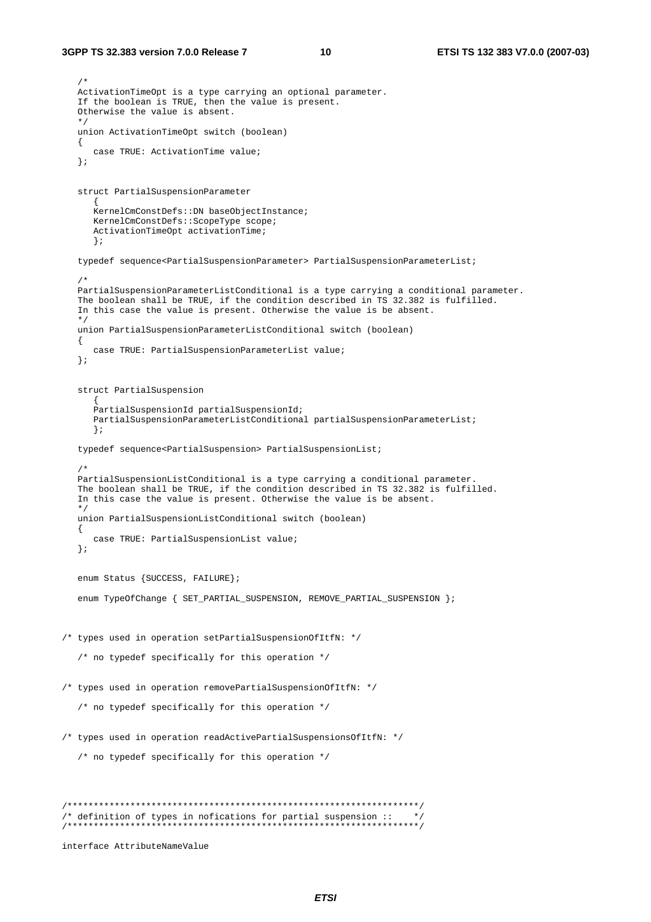```
   /*
   ActivationTimeOpt is a type carrying an optional parameter.
   If the boolean is TRUE, then the value is present.
   Otherwise the value is absent.
   */
   union ActivationTimeOpt switch (boolean)
   {
      case TRUE: ActivationTime value;
   };


   struct PartialSuspensionParameter
      {
      KernelCmConstDefs::DN baseObjectInstance;
      KernelCmConstDefs::ScopeType scope;
      ActivationTimeOpt activationTime;
      };

   typedef sequence<PartialSuspensionParameter> PartialSuspensionParameterList;

   /*
   PartialSuspensionParameterListConditional is a type carrying a conditional parameter.
   The boolean shall be TRUE, if the condition described in TS 32.382 is fulfilled.
   In this case the value is present. Otherwise the value is be absent.
   */
   union PartialSuspensionParameterListConditional switch (boolean)
   {
      case TRUE: PartialSuspensionParameterList value;
   };


   struct PartialSuspension
      {
      PartialSuspensionId partialSuspensionId;
      PartialSuspensionParameterListConditional partialSuspensionParameterList;
      };

   typedef sequence<PartialSuspension> PartialSuspensionList;

   /*
   PartialSuspensionListConditional is a type carrying a conditional parameter.
   The boolean shall be TRUE, if the condition described in TS 32.382 is fulfilled.
   In this case the value is present. Otherwise the value is be absent.
   */
   union PartialSuspensionListConditional switch (boolean)
   {
      case TRUE: PartialSuspensionList value;
   };


   enum Status {SUCCESS, FAILURE};

   enum TypeOfChange { SET_PARTIAL_SUSPENSION, REMOVE_PARTIAL_SUSPENSION };



/* types used in operation setPartialSuspensionOfItfN: */

   /* no typedef specifically for this operation */


/* types used in operation removePartialSuspensionOfItfN: */

   /* no typedef specifically for this operation */


/* types used in operation readActivePartialSuspensionsOfItfN: */

   /* no typedef specifically for this operation */



/******************************************************************/
/* definition of types in nofications for partial suspension ::   */
/******************************************************************/

interface AttributeNameValue
```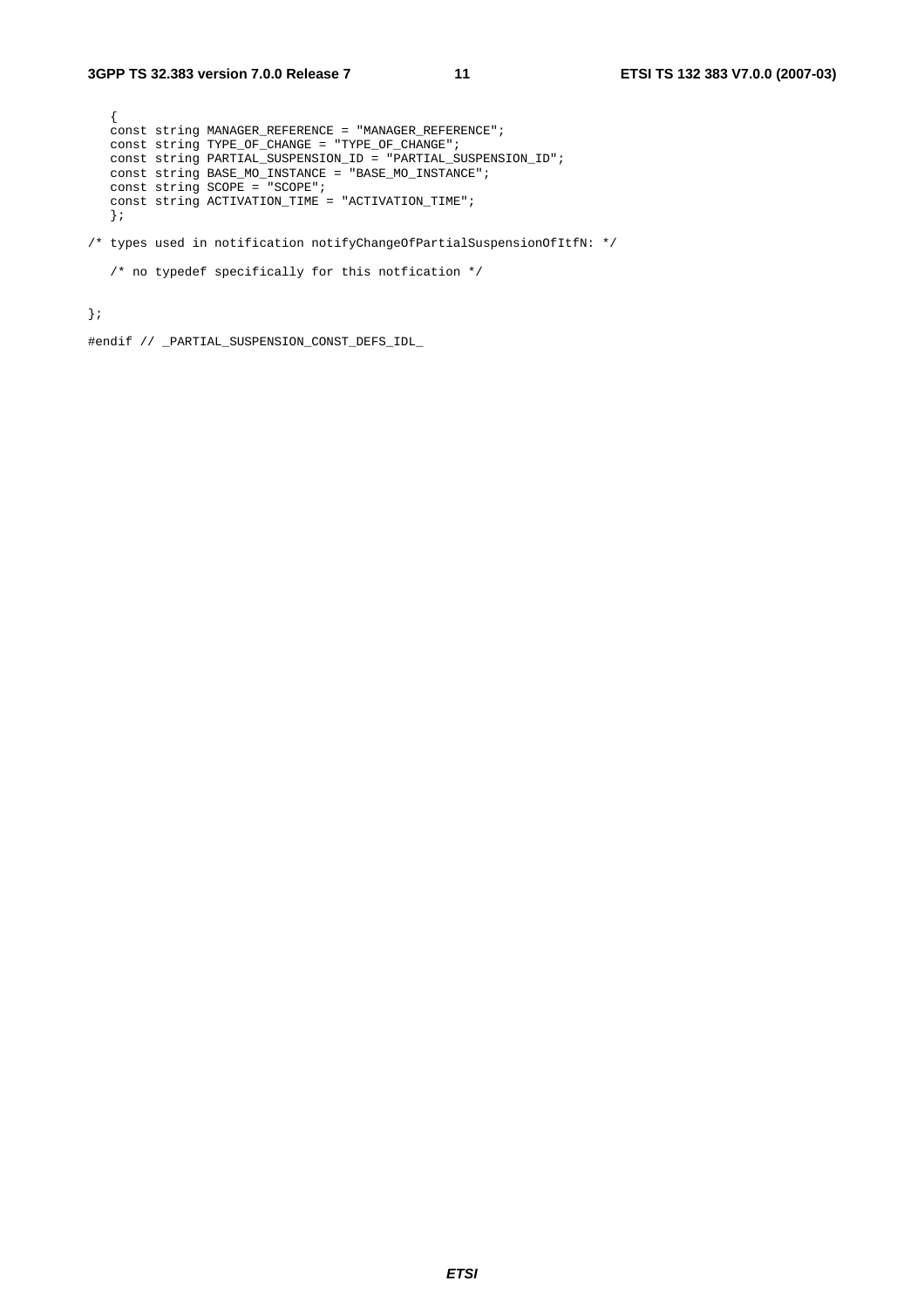```
   {
   const string MANAGER_REFERENCE = "MANAGER_REFERENCE";
   const string TYPE_OF_CHANGE = "TYPE_OF_CHANGE";
   const string PARTIAL_SUSPENSION_ID = "PARTIAL_SUSPENSION_ID";
   const string BASE_MO_INSTANCE = "BASE_MO_INSTANCE";
   const string SCOPE = "SCOPE";
   const string ACTIVATION_TIME = "ACTIVATION_TIME";
   };

/* types used in notification notifyChangeOfPartialSuspensionOfItfN: */

   /* no typedef specifically for this notfication */


};

#endif // _PARTIAL_SUSPENSION_CONST_DEFS_IDL_
```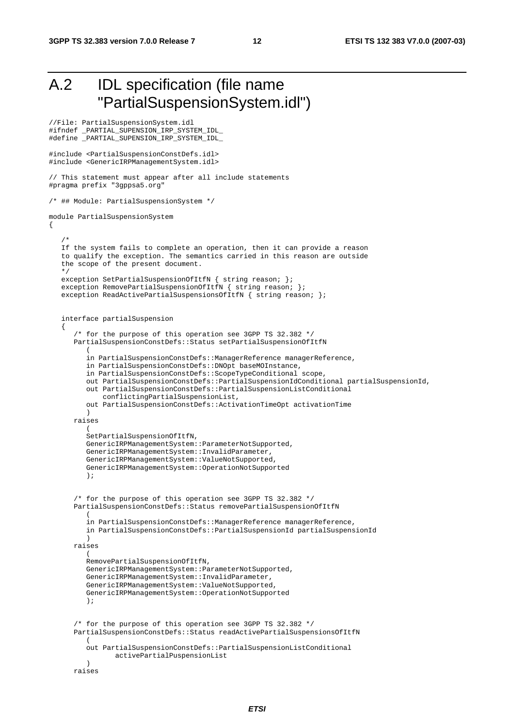# A.2 IDL specification (file name "PartialSuspensionSystem.idl")

```
//File: PartialSuspensionSystem.idl
#ifndef _PARTIAL_SUPENSION_IRP_SYSTEM_IDL_
#define _PARTIAL_SUPENSION_IRP_SYSTEM_IDL_

#include <PartialSuspensionConstDefs.idl>
#include <GenericIRPManagementSystem.idl>

// This statement must appear after all include statements
#pragma prefix "3gppsa5.org"

/* ## Module: PartialSuspensionSystem */

module PartialSuspensionSystem
{

   /*
   If the system fails to complete an operation, then it can provide a reason
   to qualify the exception. The semantics carried in this reason are outside
   the scope of the present document.
   */
   exception SetPartialSuspensionOfItfN { string reason; };
   exception RemovePartialSuspensionOfItfN { string reason; };
   exception ReadActivePartialSuspensionsOfItfN { string reason; };


   interface partialSuspension
   {
      /* for the purpose of this operation see 3GPP TS 32.382 */
      PartialSuspensionConstDefs::Status setPartialSuspensionOfItfN
         (
         in PartialSuspensionConstDefs::ManagerReference managerReference,
         in PartialSuspensionConstDefs::DNOpt baseMOInstance,
         in PartialSuspensionConstDefs::ScopeTypeConditional scope,
         out PartialSuspensionConstDefs::PartialSuspensionIdConditional partialSuspensionId,
         out PartialSuspensionConstDefs::PartialSuspensionListConditional
             conflictingPartialSuspensionList,
         out PartialSuspensionConstDefs::ActivationTimeOpt activationTime
         )
      raises
         (
         SetPartialSuspensionOfItfN,
         GenericIRPManagementSystem::ParameterNotSupported,
         GenericIRPManagementSystem::InvalidParameter,
         GenericIRPManagementSystem::ValueNotSupported,
         GenericIRPManagementSystem::OperationNotSupported
         );


      /* for the purpose of this operation see 3GPP TS 32.382 */
      PartialSuspensionConstDefs::Status removePartialSuspensionOfItfN
         (
         in PartialSuspensionConstDefs::ManagerReference managerReference,
         in PartialSuspensionConstDefs::PartialSuspensionId partialSuspensionId
         )
      raises
         (
         RemovePartialSuspensionOfItfN,
         GenericIRPManagementSystem::ParameterNotSupported,
         GenericIRPManagementSystem::InvalidParameter,
         GenericIRPManagementSystem::ValueNotSupported,
         GenericIRPManagementSystem::OperationNotSupported
         );


      /* for the purpose of this operation see 3GPP TS 32.382 */
      PartialSuspensionConstDefs::Status readActivePartialSuspensionsOfItfN
         (
         out PartialSuspensionConstDefs::PartialSuspensionListConditional
               activePartialPuspensionList
         )
      raises
```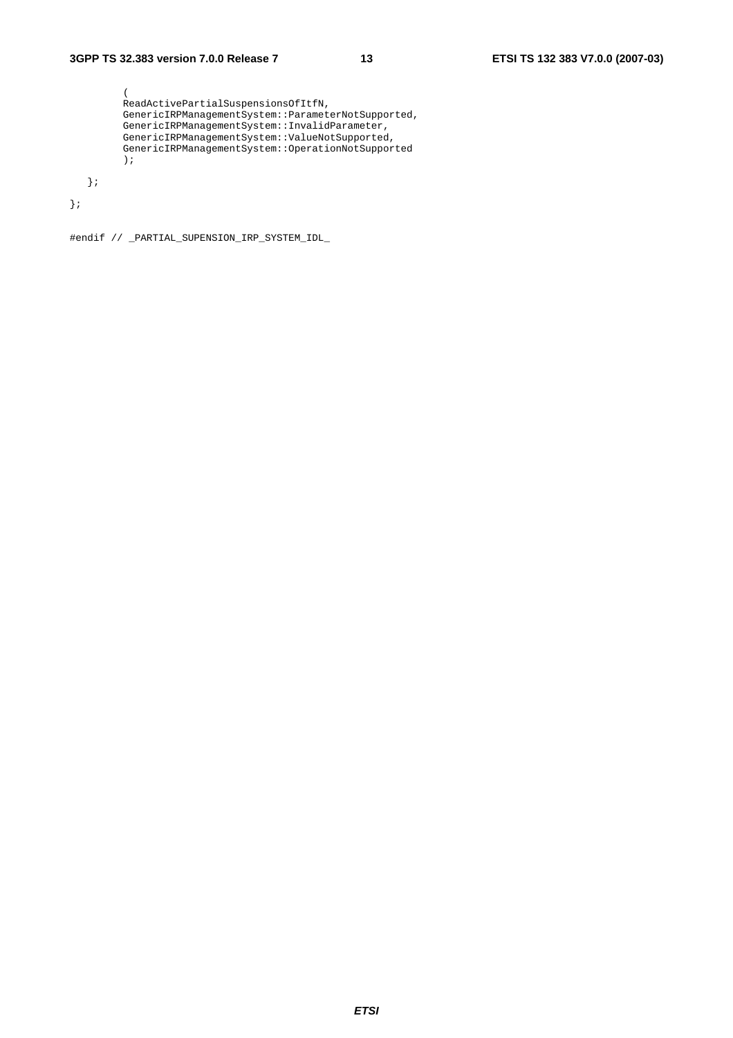```
        (
        ReadActivePartialSuspensionsOfItfN,
        GenericIRPManagementSystem::ParameterNotSupported,
        GenericIRPManagementSystem::InvalidParameter,
        GenericIRPManagementSystem::ValueNotSupported,
        GenericIRPManagementSystem::OperationNotSupported
        );

   };

};


#endif // _PARTIAL_SUPENSION_IRP_SYSTEM_IDL_
```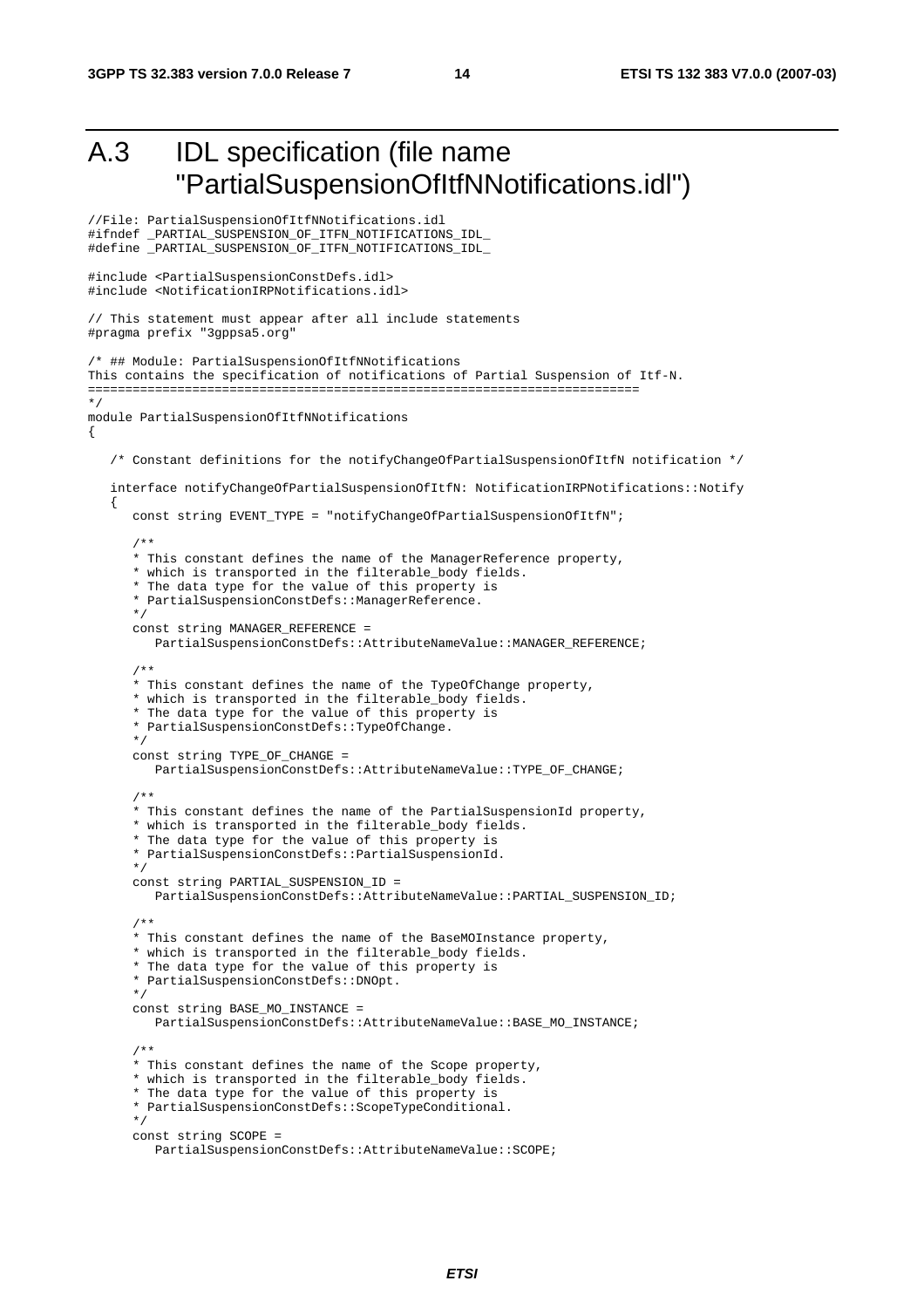# A.3 IDL specification (file name "PartialSuspensionOfItfNNotifications.idl")

```
//File: PartialSuspensionOfItfNNotifications.idl
#ifndef _PARTIAL_SUSPENSION_OF_ITFN_NOTIFICATIONS_IDL_
#define _PARTIAL_SUSPENSION_OF_ITFN_NOTIFICATIONS_IDL_

#include <PartialSuspensionConstDefs.idl>
#include <NotificationIRPNotifications.idl>

// This statement must appear after all include statements
#pragma prefix "3gppsa5.org"

/* ## Module: PartialSuspensionOfItfNNotifications
This contains the specification of notifications of Partial Suspension of Itf-N.
=========================================================================
*/
module PartialSuspensionOfItfNNotifications
{

   /* Constant definitions for the notifyChangeOfPartialSuspensionOfItfN notification */

   interface notifyChangeOfPartialSuspensionOfItfN: NotificationIRPNotifications::Notify
   {
      const string EVENT_TYPE = "notifyChangeOfPartialSuspensionOfItfN";

      /**
      * This constant defines the name of the ManagerReference property,
      * which is transported in the filterable_body fields.
      * The data type for the value of this property is
      * PartialSuspensionConstDefs::ManagerReference.
      */
      const string MANAGER_REFERENCE =
         PartialSuspensionConstDefs::AttributeNameValue::MANAGER_REFERENCE;

      /**
      * This constant defines the name of the TypeOfChange property,
      * which is transported in the filterable_body fields.
      * The data type for the value of this property is
      * PartialSuspensionConstDefs::TypeOfChange.
      */
      const string TYPE_OF_CHANGE =
         PartialSuspensionConstDefs::AttributeNameValue::TYPE_OF_CHANGE;

      /**
      * This constant defines the name of the PartialSuspensionId property,
      * which is transported in the filterable_body fields.
      * The data type for the value of this property is
      * PartialSuspensionConstDefs::PartialSuspensionId.
      */
      const string PARTIAL_SUSPENSION_ID =
         PartialSuspensionConstDefs::AttributeNameValue::PARTIAL_SUSPENSION_ID;

      /**
      * This constant defines the name of the BaseMOInstance property,
      * which is transported in the filterable_body fields.
      * The data type for the value of this property is
      * PartialSuspensionConstDefs::DNOpt.
      */
      const string BASE_MO_INSTANCE =
         PartialSuspensionConstDefs::AttributeNameValue::BASE_MO_INSTANCE;

      /**
      * This constant defines the name of the Scope property,
      * which is transported in the filterable_body fields.
      * The data type for the value of this property is
      * PartialSuspensionConstDefs::ScopeTypeConditional.
      */
      const string SCOPE =
         PartialSuspensionConstDefs::AttributeNameValue::SCOPE;
```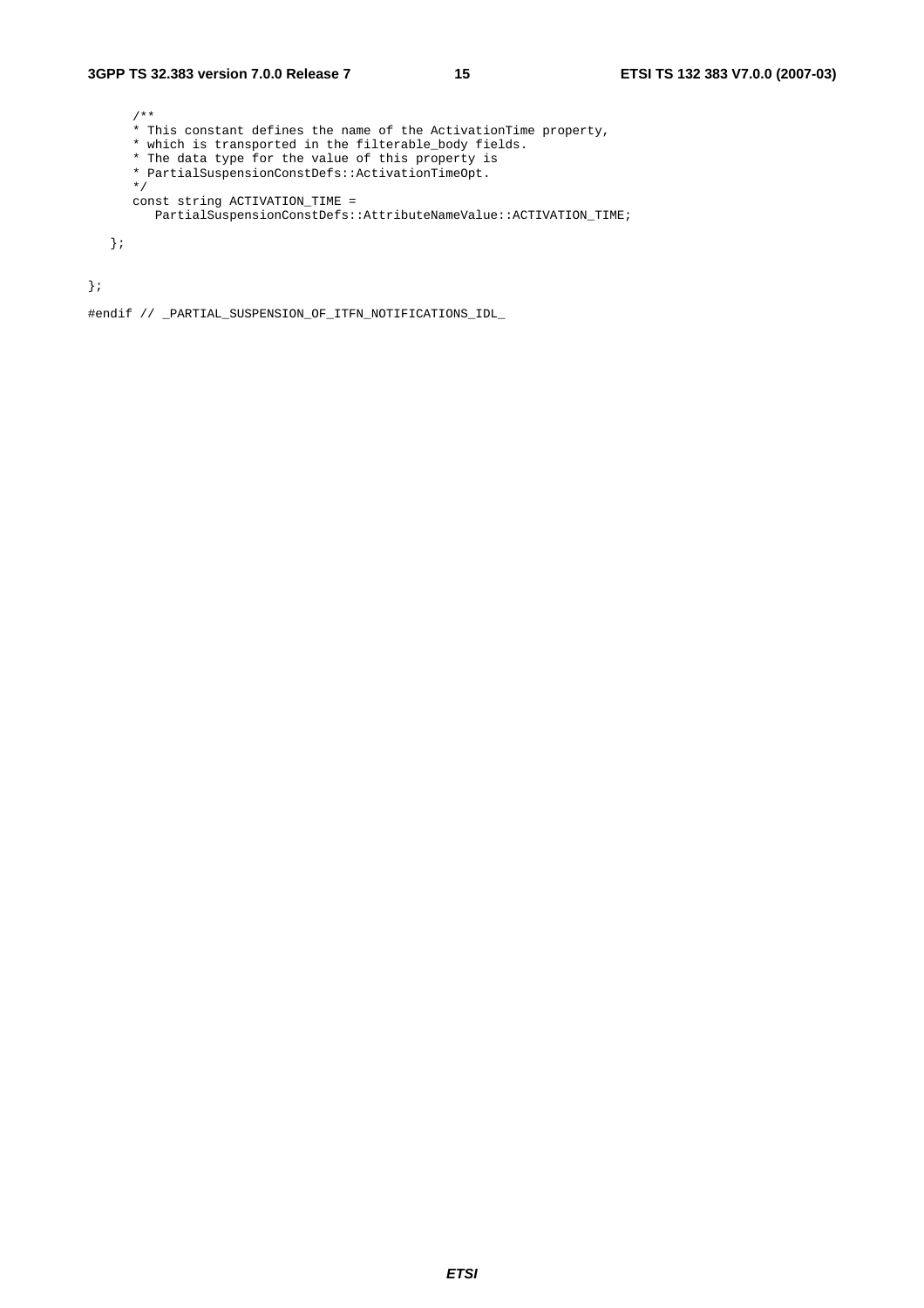```
      /**
      * This constant defines the name of the ActivationTime property,
      * which is transported in the filterable_body fields.
      * The data type for the value of this property is
      * PartialSuspensionConstDefs::ActivationTimeOpt.
      */
      const string ACTIVATION_TIME =
         PartialSuspensionConstDefs::AttributeNameValue::ACTIVATION_TIME;

   };

};

#endif // _PARTIAL_SUSPENSION_OF_ITFN_NOTIFICATIONS_IDL_
```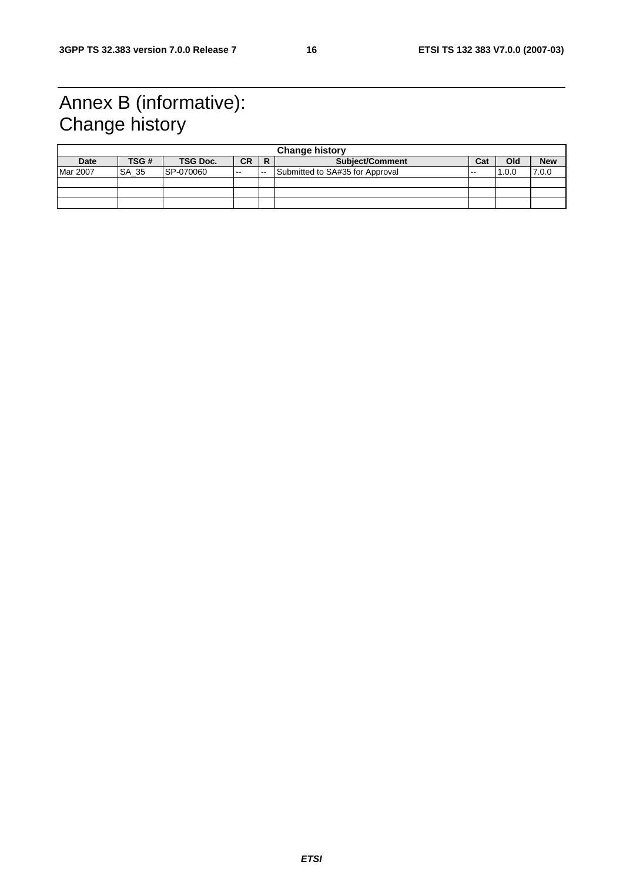# Annex B (informative): Change history

| Change history | | | | | | | | |
|---|---|---|---|---|---|---|---|---|
| **Date** | **TSG #** | **TSG Doc.** | **CR** | **R** | **Subject/Comment** | **Cat** | **Old** | **New** |
| Mar 2007 | SA_35 | SP-070060 | -- | -- | Submitted to SA#35 for Approval | -- | 1.0.0 | 7.0.0 |
| | | | | | | | | |
| | | | | | | | | |
| | | | | | | | | |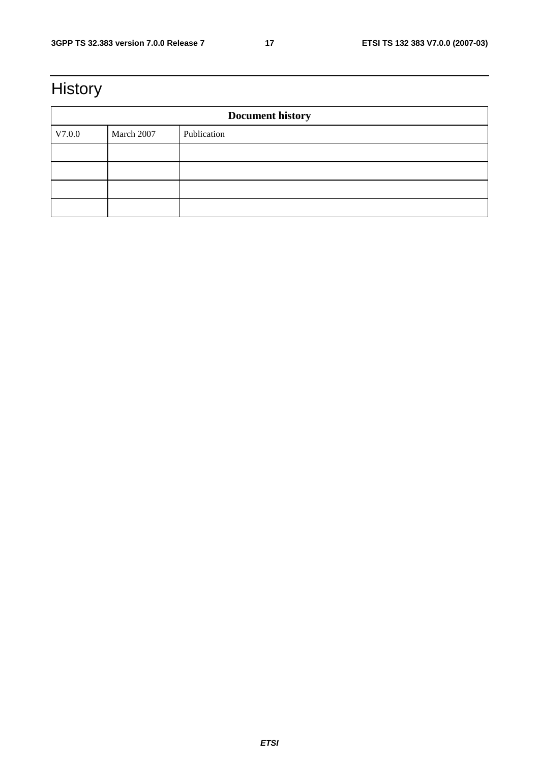# History

| Document history | | |
|---|---|---|
| V7.0.0 | March 2007 | Publication |
| | | |
| | | |
| | | |
| | | |